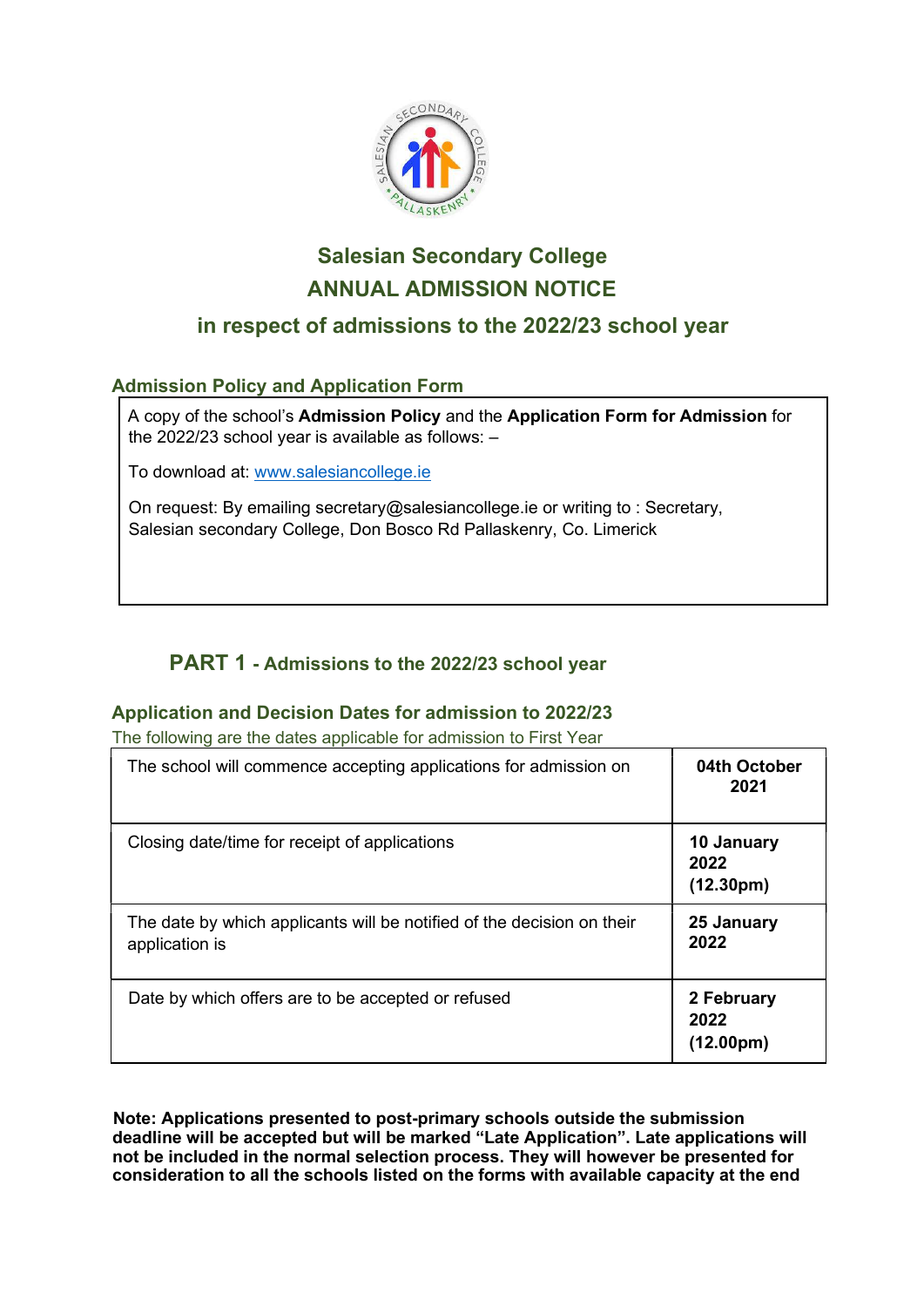# Salesian Secondary College

## ANNUAL ADMISSION NOTICE

### in respect of admissions to the 2022/23 school year

### Admission Policy and Application Form

A copy of the school's **Admission Policy** and the **Application Form for Admission** for the 2022/23 school year is available as follows: –

To download at: www.salesiancollege.ie

On request: By emailing secretary@salesiancollege.ie or writing to : Secretary, Salesian secondary College, Don Bosco Rd Pallaskenry, Co. Limerick

## PART 1 - Admissions to the 2022/23 school year

### Application and Decision Dates for admission to 2022/23

The following are the dates applicable for admission to First Year

| | |
|---|---|
| The school will commence accepting applications for admission on | **04th October 2021** |
| Closing date/time for receipt of applications | **10 January 2022 (12.30pm)** |
| The date by which applicants will be notified of the decision on their application is | **25 January 2022** |
| Date by which offers are to be accepted or refused | **2 February 2022 (12.00pm)** |

**Note: Applications presented to post-primary schools outside the submission deadline will be accepted but will be marked "Late Application". Late applications will not be included in the normal selection process. They will however be presented for consideration to all the schools listed on the forms with available capacity at the end**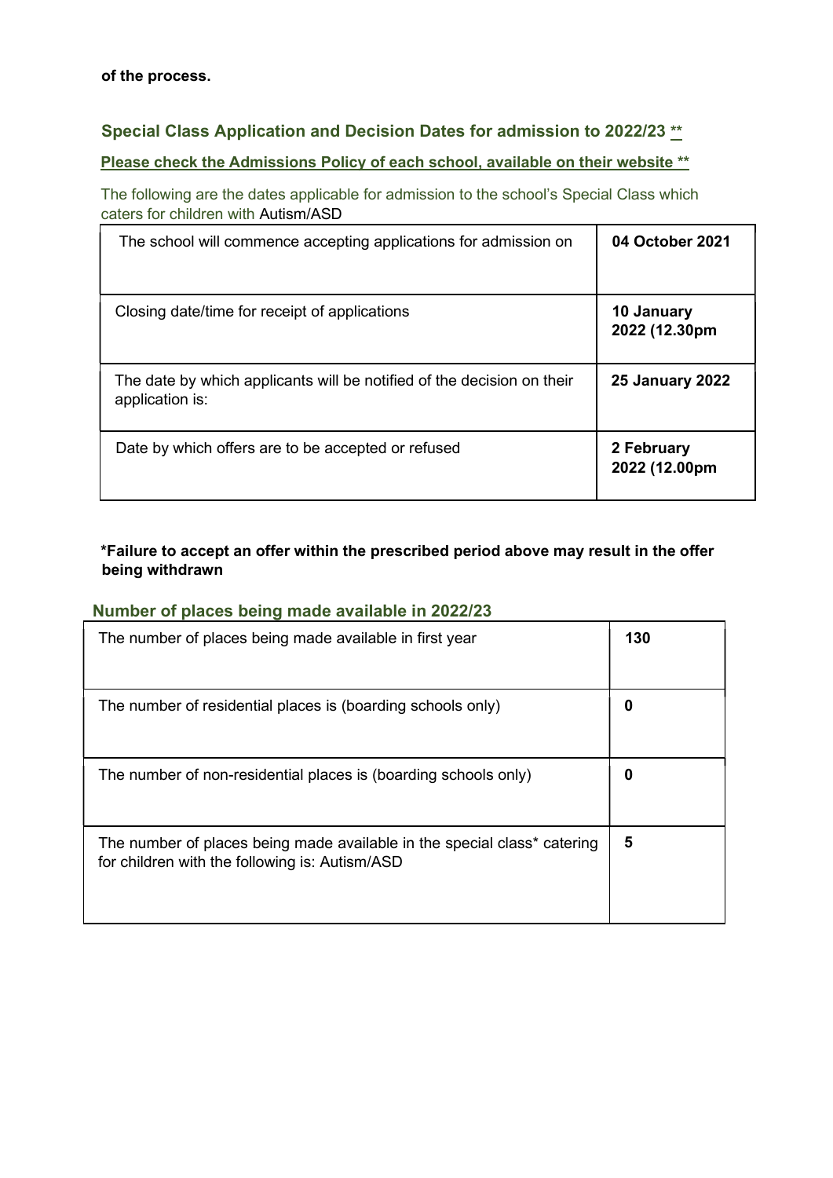**of the process.**

## Special Class Application and Decision Dates for admission to 2022/23 **

**Please check the Admissions Policy of each school, available on their website ****

The following are the dates applicable for admission to the school's Special Class which caters for children with Autism/ASD

| | |
|---|---|
| The school will commence accepting applications for admission on | **04 October 2021** |
| Closing date/time for receipt of applications | **10 January 2022 (12.30pm** |
| The date by which applicants will be notified of the decision on their application is: | **25 January 2022** |
| Date by which offers are to be accepted or refused | **2 February 2022 (12.00pm** |

***Failure to accept an offer within the prescribed period above may result in the offer being withdrawn**

## Number of places being made available in 2022/23

| | |
|---|---|
| The number of places being made available in first year | **130** |
| The number of residential places is (boarding schools only) | **0** |
| The number of non-residential places is (boarding schools only) | **0** |
| The number of places being made available in the special class* catering for children with the following is: Autism/ASD | **5** |